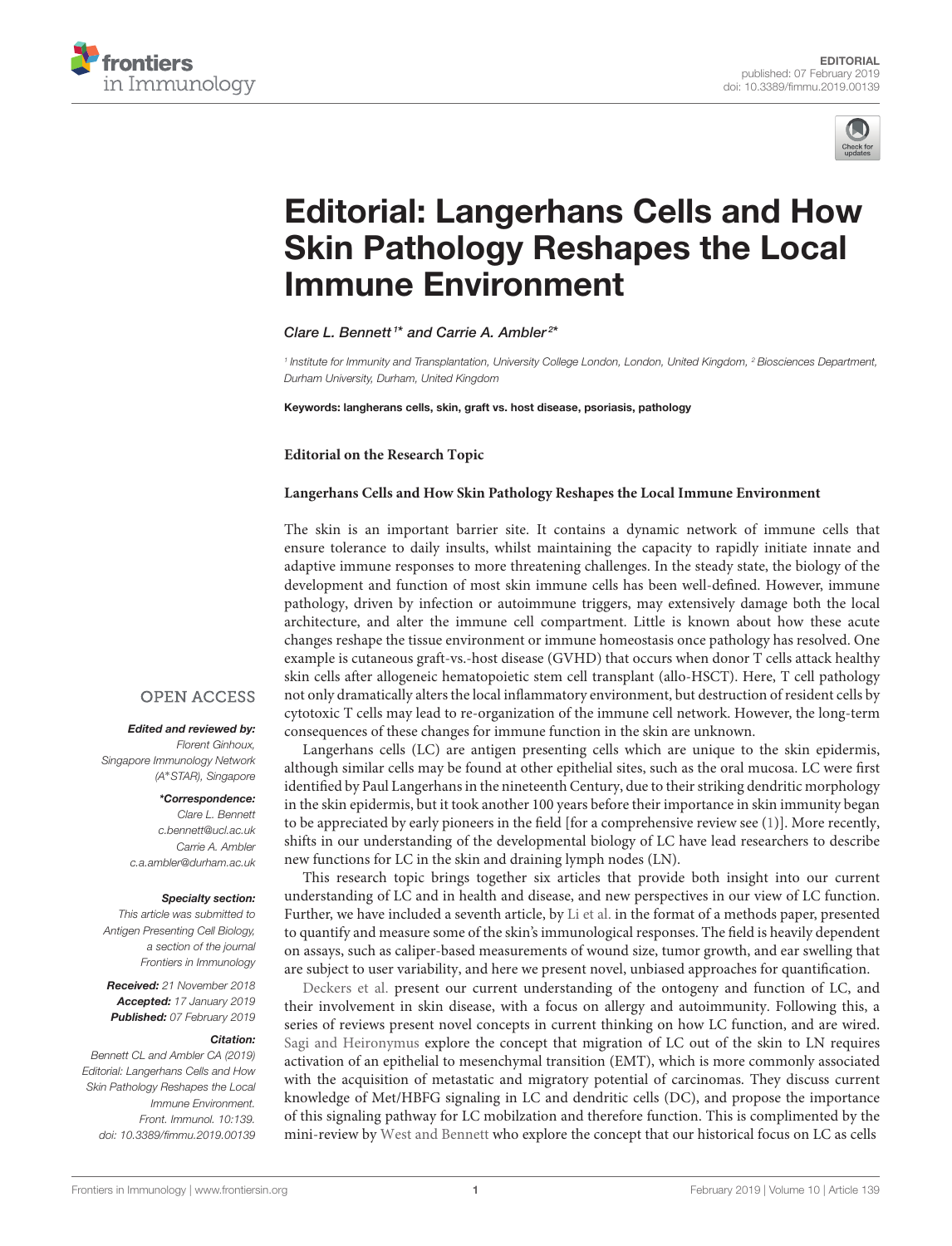EDITORIAL
published: 07 February 2019
doi: 10.3389/fimmu.2019.00139

# Editorial: Langerhans Cells and How Skin Pathology Reshapes the Local Immune Environment

*Clare L. Bennett*[1]* *and Carrie A. Ambler*[2]*

[1] Institute for Immunity and Transplantation, University College London, London, United Kingdom, [2] Biosciences Department, Durham University, Durham, United Kingdom

**Keywords:** langherans cells, skin, graft vs. host disease, psoriasis, pathology

**Editorial on the Research Topic**

**Langerhans Cells and How Skin Pathology Reshapes the Local Immune Environment**

OPEN ACCESS

***Edited and reviewed by:***
*Florent Ginhoux, Singapore Immunology Network (A*STAR), Singapore*

****Correspondence:***
*Clare L. Bennett*
*c.bennett@ucl.ac.uk*
*Carrie A. Ambler*
*c.a.ambler@durham.ac.uk*

***Specialty section:***
*This article was submitted to Antigen Presenting Cell Biology, a section of the journal Frontiers in Immunology*

***Received:*** *21 November 2018*
***Accepted:*** *17 January 2019*
***Published:*** *07 February 2019*

***Citation:***
*Bennett CL and Ambler CA (2019) Editorial: Langerhans Cells and How Skin Pathology Reshapes the Local Immune Environment. Front. Immunol. 10:139. doi: 10.3389/fimmu.2019.00139*

The skin is an important barrier site. It contains a dynamic network of immune cells that ensure tolerance to daily insults, whilst maintaining the capacity to rapidly initiate innate and adaptive immune responses to more threatening challenges. In the steady state, the biology of the development and function of most skin immune cells has been well-defined. However, immune pathology, driven by infection or autoimmune triggers, may extensively damage both the local architecture, and alter the immune cell compartment. Little is known about how these acute changes reshape the tissue environment or immune homeostasis once pathology has resolved. One example is cutaneous graft-vs.-host disease (GVHD) that occurs when donor T cells attack healthy skin cells after allogeneic hematopoietic stem cell transplant (allo-HSCT). Here, T cell pathology not only dramatically alters the local inflammatory environment, but destruction of resident cells by cytotoxic T cells may lead to re-organization of the immune cell network. However, the long-term consequences of these changes for immune function in the skin are unknown.

Langerhans cells (LC) are antigen presenting cells which are unique to the skin epidermis, although similar cells may be found at other epithelial sites, such as the oral mucosa. LC were first identified by Paul Langerhans in the nineteenth Century, due to their striking dendritic morphology in the skin epidermis, but it took another 100 years before their importance in skin immunity began to be appreciated by early pioneers in the field [for a comprehensive review see (1)]. More recently, shifts in our understanding of the developmental biology of LC have lead researchers to describe new functions for LC in the skin and draining lymph nodes (LN).

This research topic brings together six articles that provide both insight into our current understanding of LC and in health and disease, and new perspectives in our view of LC function. Further, we have included a seventh article, by Li et al. in the format of a methods paper, presented to quantify and measure some of the skin's immunological responses. The field is heavily dependent on assays, such as caliper-based measurements of wound size, tumor growth, and ear swelling that are subject to user variability, and here we present novel, unbiased approaches for quantification.

Deckers et al. present our current understanding of the ontogeny and function of LC, and their involvement in skin disease, with a focus on allergy and autoimmunity. Following this, a series of reviews present novel concepts in current thinking on how LC function, and are wired. Sagi and Heironymus explore the concept that migration of LC out of the skin to LN requires activation of an epithelial to mesenchymal transition (EMT), which is more commonly associated with the acquisition of metastatic and migratory potential of carcinomas. They discuss current knowledge of Met/HBFG signaling in LC and dendritic cells (DC), and propose the importance of this signaling pathway for LC mobilzation and therefore function. This is complimented by the mini-review by West and Bennett who explore the concept that our historical focus on LC as cells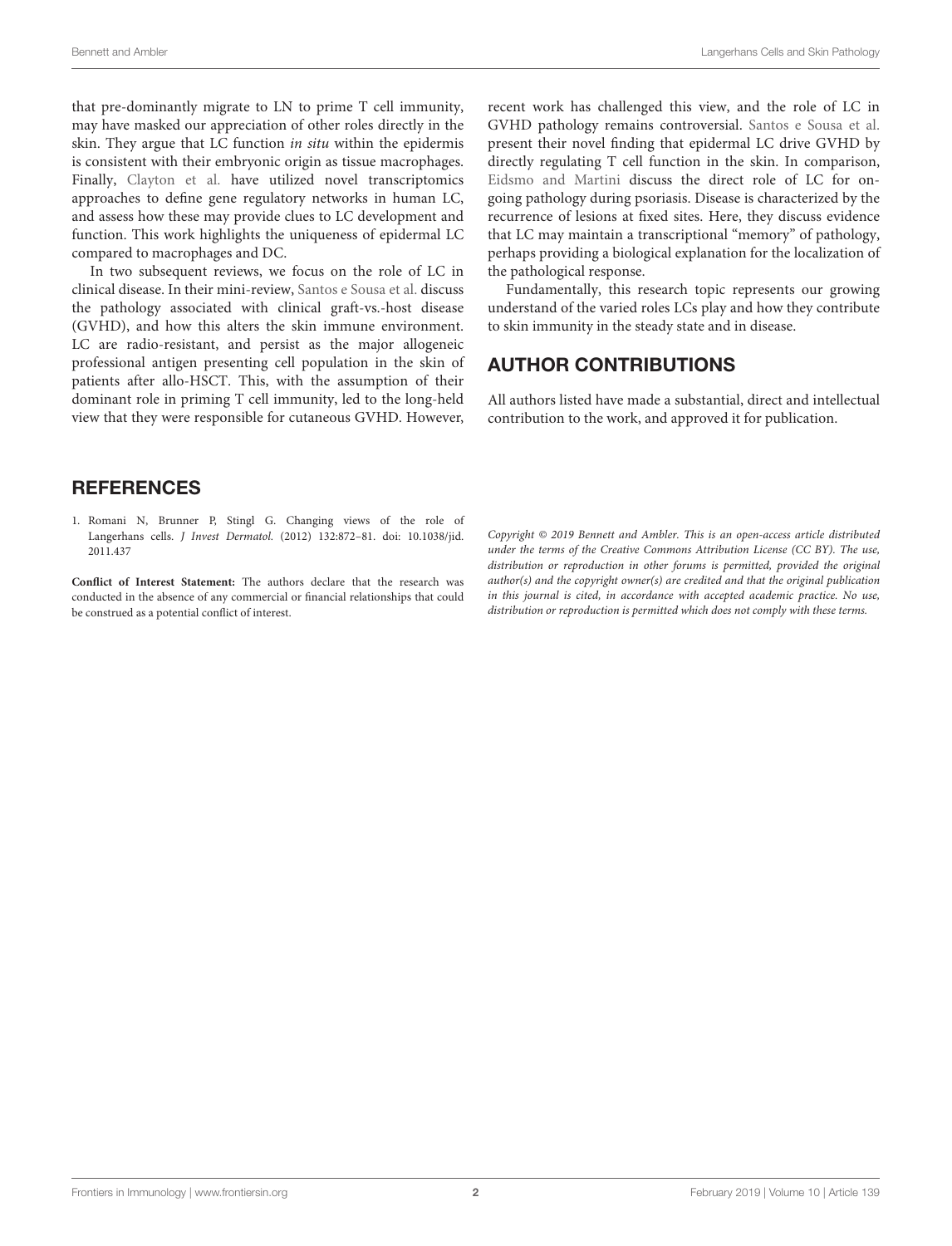that pre-dominantly migrate to LN to prime T cell immunity, may have masked our appreciation of other roles directly in the skin. They argue that LC function *in situ* within the epidermis is consistent with their embryonic origin as tissue macrophages. Finally, Clayton et al. have utilized novel transcriptomics approaches to define gene regulatory networks in human LC, and assess how these may provide clues to LC development and function. This work highlights the uniqueness of epidermal LC compared to macrophages and DC.

In two subsequent reviews, we focus on the role of LC in clinical disease. In their mini-review, Santos e Sousa et al. discuss the pathology associated with clinical graft-vs.-host disease (GVHD), and how this alters the skin immune environment. LC are radio-resistant, and persist as the major allogeneic professional antigen presenting cell population in the skin of patients after allo-HSCT. This, with the assumption of their dominant role in priming T cell immunity, led to the long-held view that they were responsible for cutaneous GVHD. However, recent work has challenged this view, and the role of LC in GVHD pathology remains controversial. Santos e Sousa et al. present their novel finding that epidermal LC drive GVHD by directly regulating T cell function in the skin. In comparison, Eidsmo and Martini discuss the direct role of LC for on-going pathology during psoriasis. Disease is characterized by the recurrence of lesions at fixed sites. Here, they discuss evidence that LC may maintain a transcriptional "memory" of pathology, perhaps providing a biological explanation for the localization of the pathological response.

Fundamentally, this research topic represents our growing understand of the varied roles LCs play and how they contribute to skin immunity in the steady state and in disease.

## AUTHOR CONTRIBUTIONS

All authors listed have made a substantial, direct and intellectual contribution to the work, and approved it for publication.

## REFERENCES

1. Romani N, Brunner P, Stingl G. Changing views of the role of Langerhans cells. *J Invest Dermatol.* (2012) 132:872–81. doi: 10.1038/jid.2011.437

**Conflict of Interest Statement:** The authors declare that the research was conducted in the absence of any commercial or financial relationships that could be construed as a potential conflict of interest.

*Copyright © 2019 Bennett and Ambler. This is an open-access article distributed under the terms of the Creative Commons Attribution License (CC BY). The use, distribution or reproduction in other forums is permitted, provided the original author(s) and the copyright owner(s) are credited and that the original publication in this journal is cited, in accordance with accepted academic practice. No use, distribution or reproduction is permitted which does not comply with these terms.*